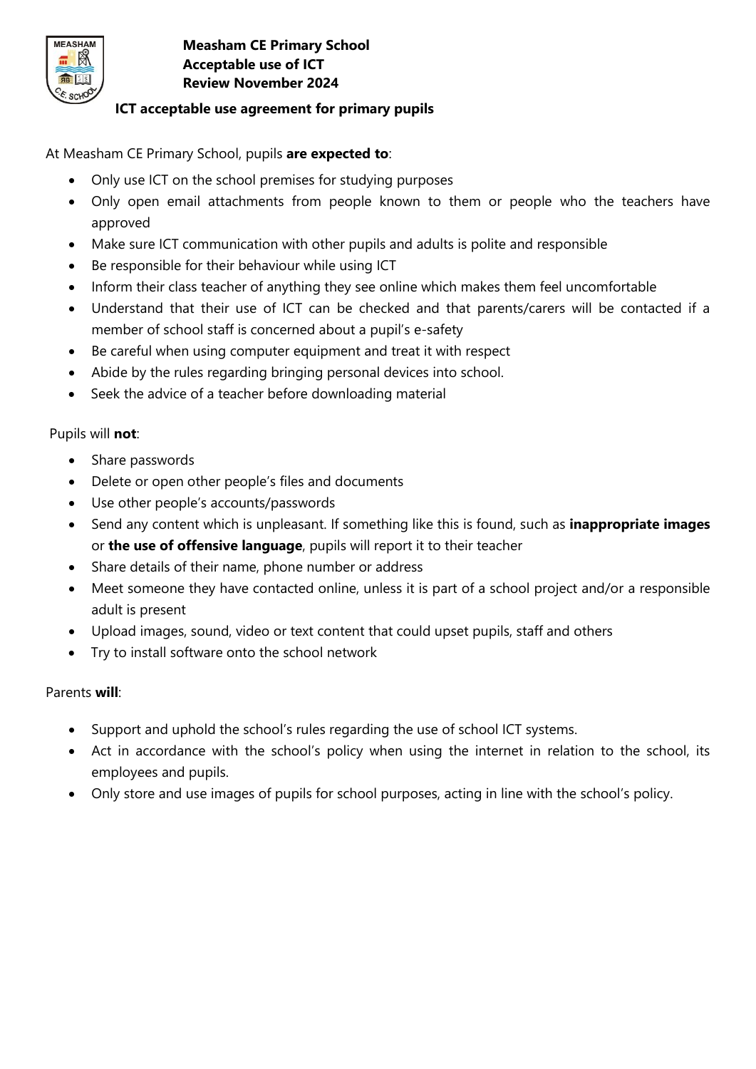**Measham CE Primary School**
**Acceptable use of ICT**
**Review November 2024**

## ICT acceptable use agreement for primary pupils

At Measham CE Primary School, pupils **are expected to**:

- Only use ICT on the school premises for studying purposes
- Only open email attachments from people known to them or people who the teachers have approved
- Make sure ICT communication with other pupils and adults is polite and responsible
- Be responsible for their behaviour while using ICT
- Inform their class teacher of anything they see online which makes them feel uncomfortable
- Understand that their use of ICT can be checked and that parents/carers will be contacted if a member of school staff is concerned about a pupil's e-safety
- Be careful when using computer equipment and treat it with respect
- Abide by the rules regarding bringing personal devices into school.
- Seek the advice of a teacher before downloading material

Pupils will **not**:

- Share passwords
- Delete or open other people's files and documents
- Use other people's accounts/passwords
- Send any content which is unpleasant. If something like this is found, such as **inappropriate images** or **the use of offensive language**, pupils will report it to their teacher
- Share details of their name, phone number or address
- Meet someone they have contacted online, unless it is part of a school project and/or a responsible adult is present
- Upload images, sound, video or text content that could upset pupils, staff and others
- Try to install software onto the school network

Parents **will**:

- Support and uphold the school's rules regarding the use of school ICT systems.
- Act in accordance with the school's policy when using the internet in relation to the school, its employees and pupils.
- Only store and use images of pupils for school purposes, acting in line with the school's policy.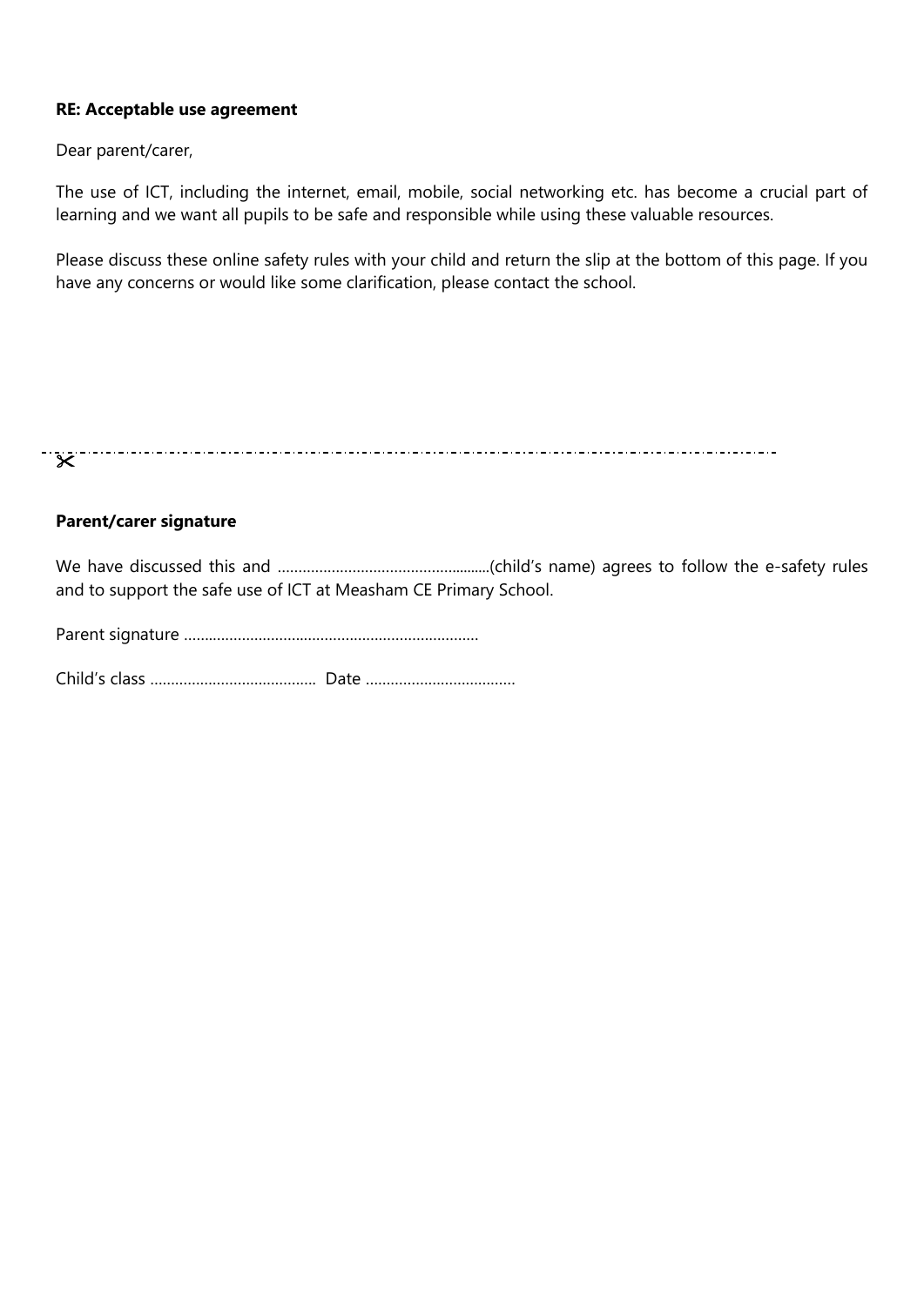**RE: Acceptable use agreement**

Dear parent/carer,

The use of ICT, including the internet, email, mobile, social networking etc. has become a crucial part of learning and we want all pupils to be safe and responsible while using these valuable resources.

Please discuss these online safety rules with your child and return the slip at the bottom of this page. If you have any concerns or would like some clarification, please contact the school.

✂ - - - - - - - - - - - - - - - - - - - - - - - - - - - - - - - - - - - - - - - - - - - - - - - -

**Parent/carer signature**

We have discussed this and ……………………………………………(child's name) agrees to follow the e-safety rules and to support the safe use of ICT at Measham CE Primary School.

Parent signature ………………………………………………………………

Child's class …………………………………  Date ………………………………